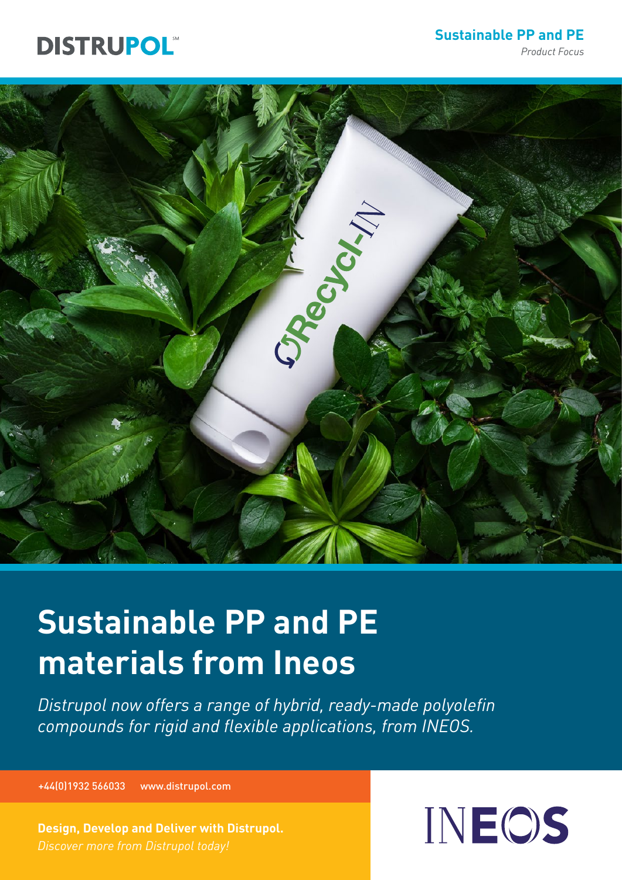DISTRUPOL

**Sustainable PP and PE**
*Product Focus*

# Sustainable PP and PE materials from Ineos

*Distrupol now offers a range of hybrid, ready-made polyolefin compounds for rigid and flexible applications, from INEOS.*

+44(0)1932 566033 www.distrupol.com

**Design, Develop and Deliver with Distrupol.**
*Discover more from Distrupol today!*

INEOS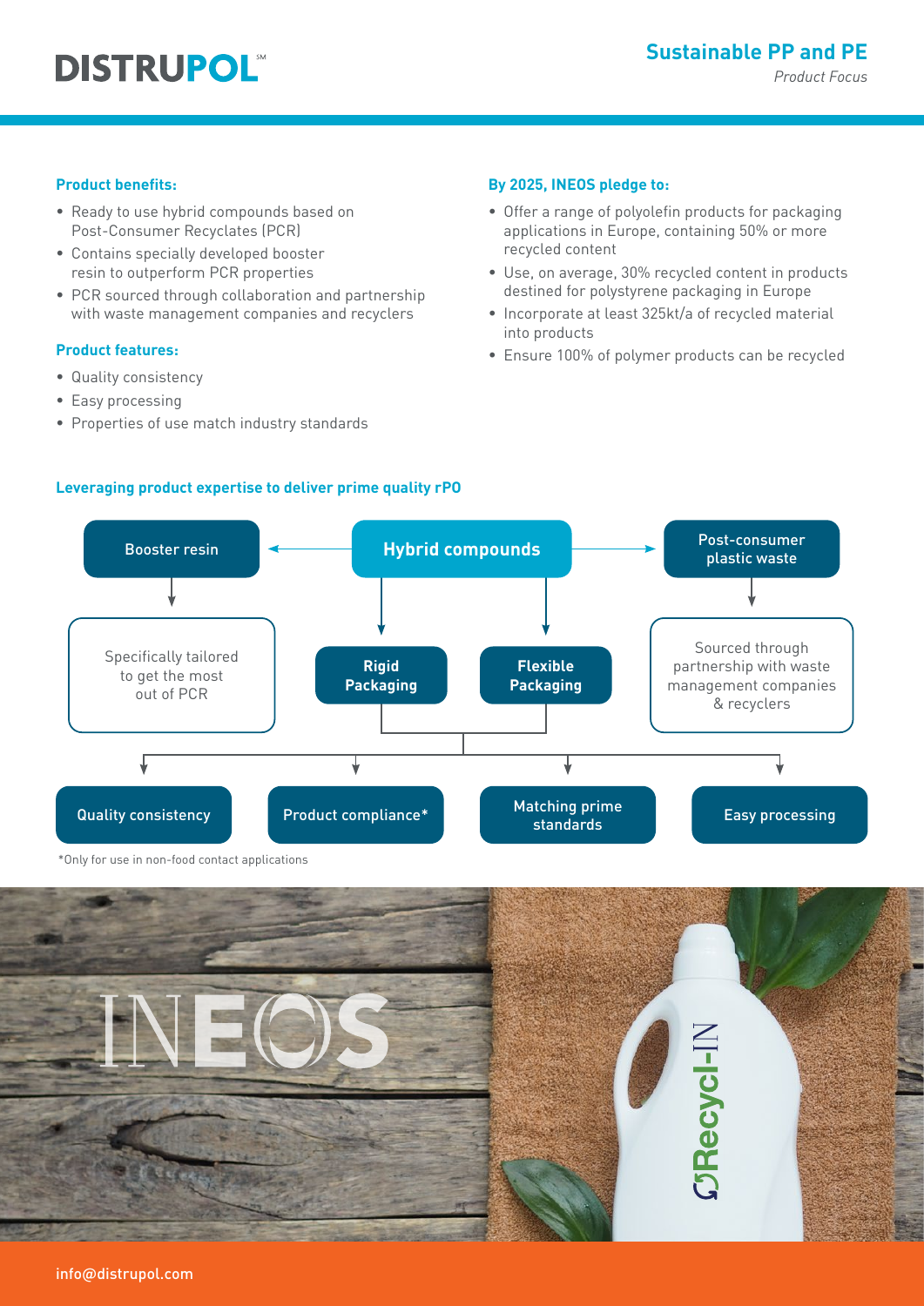**Product benefits:**

- Ready to use hybrid compounds based on Post-Consumer Recyclates (PCR)
- Contains specially developed booster resin to outperform PCR properties
- PCR sourced through collaboration and partnership with waste management companies and recyclers

**Product features:**

- Quality consistency
- Easy processing
- Properties of use match industry standards

**By 2025, INEOS pledge to:**

- Offer a range of polyolefin products for packaging applications in Europe, containing 50% or more recycled content
- Use, on average, 30% recycled content in products destined for polystyrene packaging in Europe
- Incorporate at least 325kt/a of recycled material into products
- Ensure 100% of polymer products can be recycled

**Leveraging product expertise to deliver prime quality rPO**

Hybrid compounds → Booster resin → Specifically tailored to get the most out of PCR

Hybrid compounds → Post-consumer plastic waste → Sourced through partnership with waste management companies & recyclers

Hybrid compounds → Rigid Packaging / Flexible Packaging → Quality consistency / Product compliance* / Matching prime standards / Easy processing

*Only for use in non-food contact applications

info@distrupol.com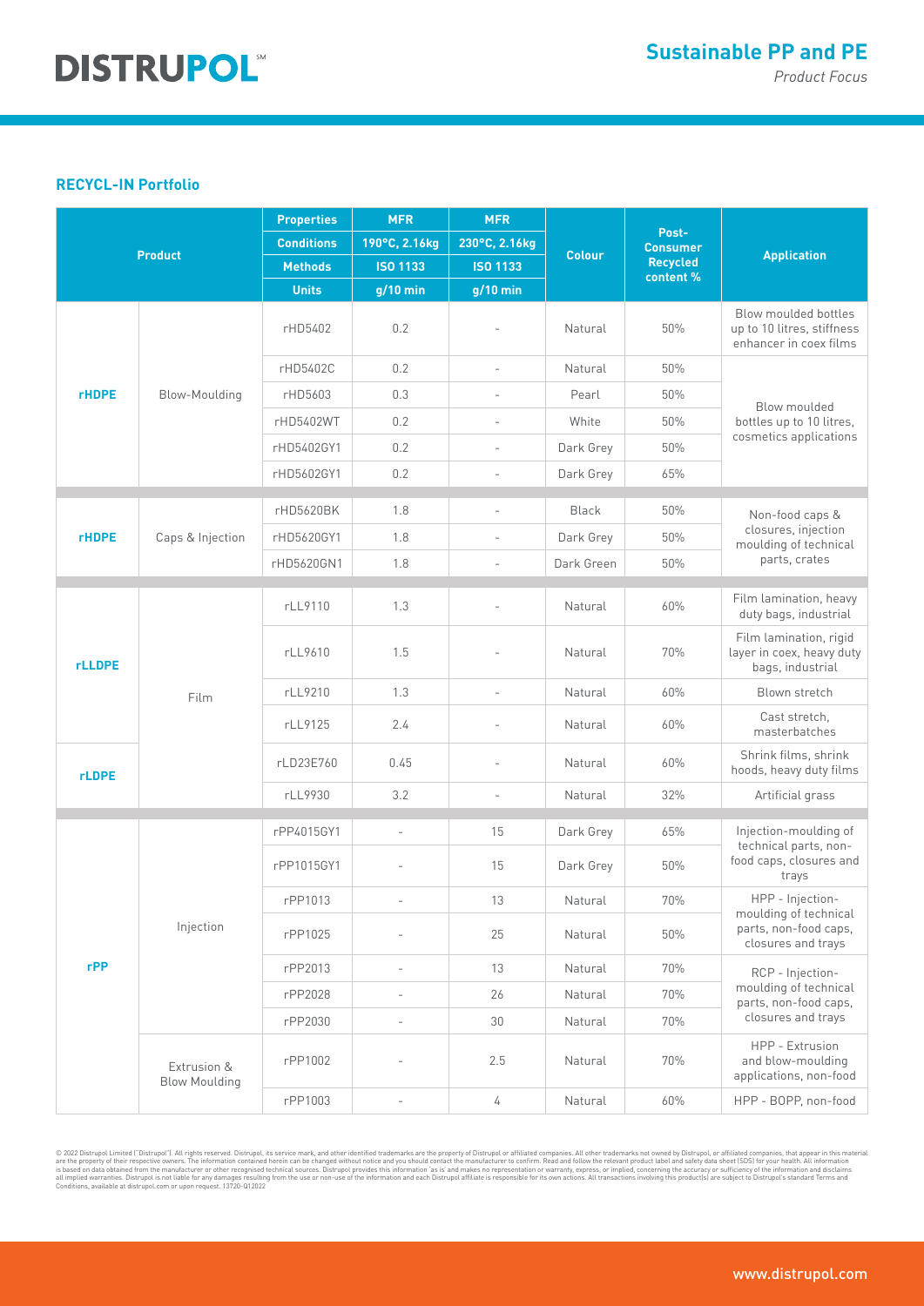## RECYCL-IN Portfolio

| Product | | Properties | MFR | MFR | Colour | Post-Consumer Recycled content % | Application |
|---|---|---|---|---|---|---|---|
| | | Conditions | 190°C, 2.16kg | 230°C, 2.16kg | | | |
| | | Methods | ISO 1133 | ISO 1133 | | | |
| | | Units | g/10 min | g/10 min | | | |
| rHDPE | Blow-Moulding | rHD5402 | 0.2 | - | Natural | 50% | Blow moulded bottles up to 10 litres, stiffness enhancer in coex films |
| | | rHD5402C | 0.2 | - | Natural | 50% | Blow moulded bottles up to 10 litres, cosmetics applications |
| | | rHD5603 | 0.3 | - | Pearl | 50% | |
| | | rHD5402WT | 0.2 | - | White | 50% | |
| | | rHD5402GY1 | 0.2 | - | Dark Grey | 50% | |
| | | rHD5602GY1 | 0.2 | - | Dark Grey | 65% | |
| rHDPE | Caps & Injection | rHD5620BK | 1.8 | - | Black | 50% | Non-food caps & closures, injection moulding of technical parts, crates |
| | | rHD5620GY1 | 1.8 | - | Dark Grey | 50% | |
| | | rHD5620GN1 | 1.8 | - | Dark Green | 50% | |
| rLLDPE | Film | rLL9110 | 1.3 | - | Natural | 60% | Film lamination, heavy duty bags, industrial |
| | | rLL9610 | 1.5 | - | Natural | 70% | Film lamination, rigid layer in coex, heavy duty bags, industrial |
| | | rLL9210 | 1.3 | - | Natural | 60% | Blown stretch |
| | | rLL9125 | 2.4 | - | Natural | 60% | Cast stretch, masterbatches |
| rLDPE | | rLD23E760 | 0.45 | - | Natural | 60% | Shrink films, shrink hoods, heavy duty films |
| | | rLL9930 | 3.2 | - | Natural | 32% | Artificial grass |
| rPP | Injection | rPP4015GY1 | - | 15 | Dark Grey | 65% | Injection-moulding of technical parts, non-food caps, closures and trays |
| | | rPP1015GY1 | - | 15 | Dark Grey | 50% | |
| | | rPP1013 | - | 13 | Natural | 70% | HPP - Injection-moulding of technical parts, non-food caps, closures and trays |
| | | rPP1025 | - | 25 | Natural | 50% | |
| | | rPP2013 | - | 13 | Natural | 70% | RCP - Injection-moulding of technical parts, non-food caps, closures and trays |
| | | rPP2028 | - | 26 | Natural | 70% | |
| | | rPP2030 | - | 30 | Natural | 70% | |
| | Extrusion & Blow Moulding | rPP1002 | - | 2.5 | Natural | 70% | HPP - Extrusion and blow-moulding applications, non-food |
| | | rPP1003 | - | 4 | Natural | 60% | HPP - BOPP, non-food |

© 2022 Distrupol Limited ("Distrupol"). All rights reserved. Distrupol, its service mark, and other identified trademarks are the property of Distrupol or affiliated companies. All other trademarks not owned by Distrupol, or affiliated companies, that appear in this material are the property of their respective owners. The information contained herein can be changed without notice and you should contact the manufacturer to confirm. Read and follow the relevant product label and safety data sheet (SDS) for your health. All information is based on data obtained from the manufacturer or other recognised technical sources. Distrupol provides this information 'as is' and makes no representation or warranty, express, or implied, concerning the accuracy or sufficiency of the information and disclaims all implied warranties. Distrupol is not liable for any damages resulting from the use or non-use of the information and each Distrupol affiliate is responsible for its own actions. All transactions involving this product(s) are subject to Distrupol's standard Terms and Conditions, available at distrupol.com or upon request. 13720-Q12022

www.distrupol.com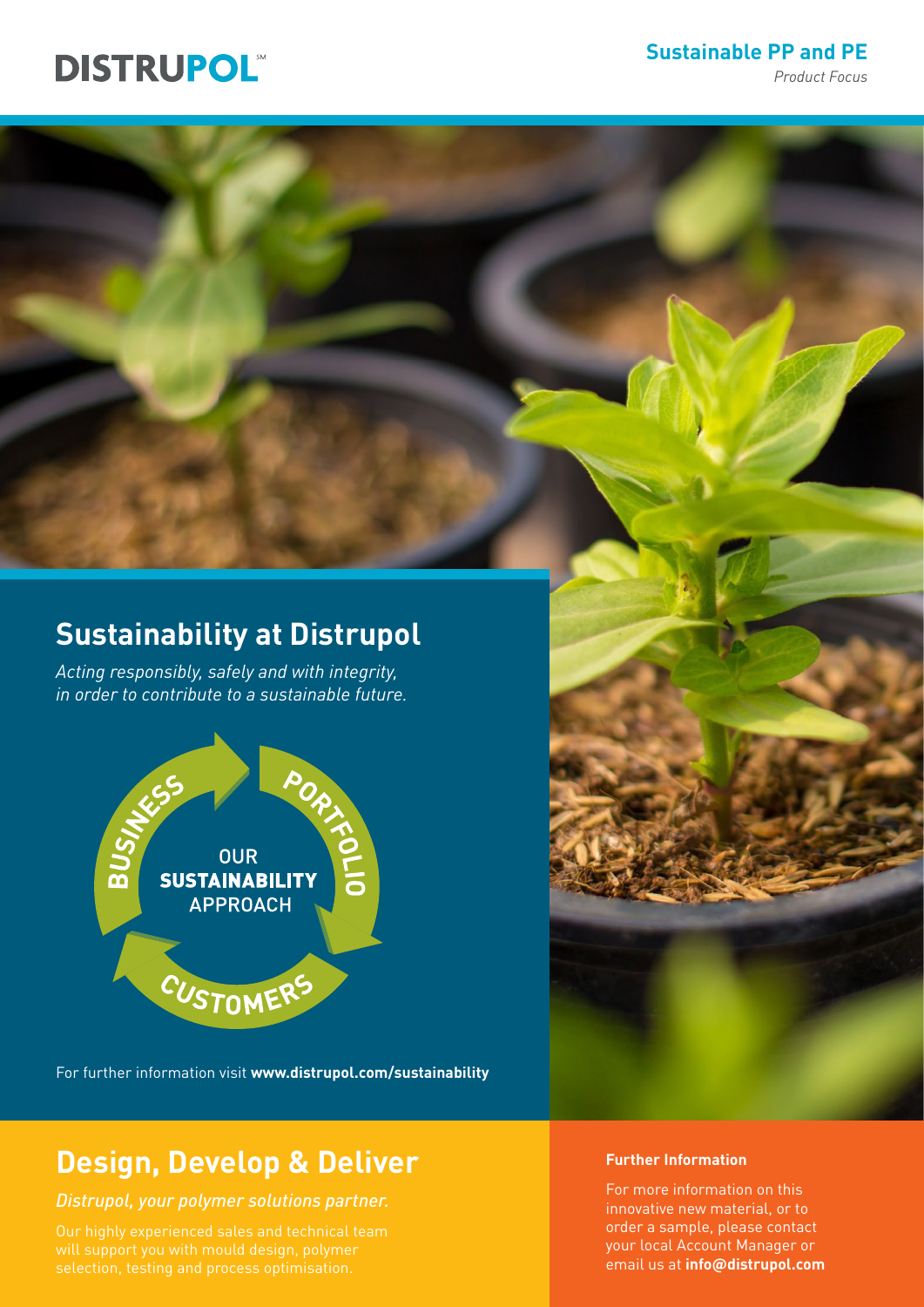DISTRUPOL

**Sustainable PP and PE**

*Product Focus*

## Sustainability at Distrupol

*Acting responsibly, safely and with integrity, in order to contribute to a sustainable future.*

BUSINESS
PORTFOLIO
CUSTOMERS
OUR **SUSTAINABILITY** APPROACH

For further information visit **www.distrupol.com/sustainability**

## Design, Develop & Deliver

*Distrupol, your polymer solutions partner.*

Our highly experienced sales and technical team will support you with mould design, polymer selection, testing and process optimisation.

**Further Information**

For more information on this innovative new material, or to order a sample, please contact your local Account Manager or email us at **info@distrupol.com**